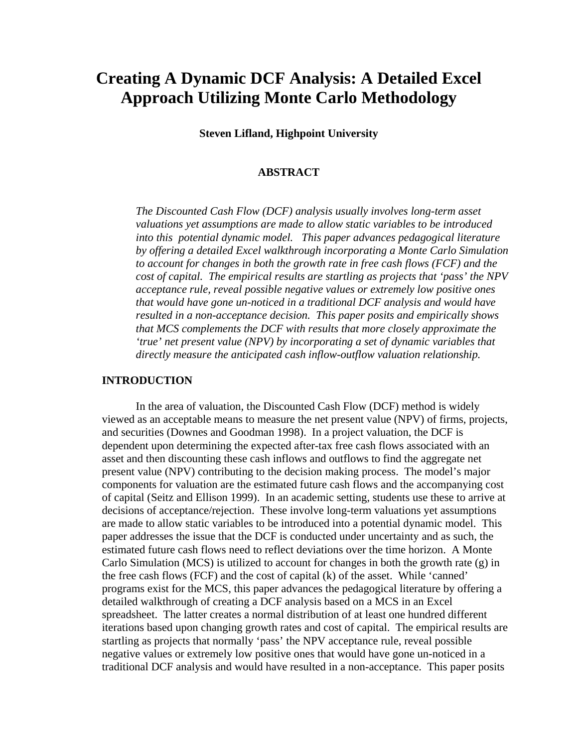# Creating A Dynamic DCF Analysis: A Detailed Excel Approach Utilizing Monte Carlo Methodology

**Steven Lifland, Highpoint University**

## ABSTRACT

*The Discounted Cash Flow (DCF) analysis usually involves long-term asset valuations yet assumptions are made to allow static variables to be introduced into this potential dynamic model. This paper advances pedagogical literature by offering a detailed Excel walkthrough incorporating a Monte Carlo Simulation to account for changes in both the growth rate in free cash flows (FCF) and the cost of capital. The empirical results are startling as projects that 'pass' the NPV acceptance rule, reveal possible negative values or extremely low positive ones that would have gone un-noticed in a traditional DCF analysis and would have resulted in a non-acceptance decision. This paper posits and empirically shows that MCS complements the DCF with results that more closely approximate the 'true' net present value (NPV) by incorporating a set of dynamic variables that directly measure the anticipated cash inflow-outflow valuation relationship.*

## INTRODUCTION

In the area of valuation, the Discounted Cash Flow (DCF) method is widely viewed as an acceptable means to measure the net present value (NPV) of firms, projects, and securities (Downes and Goodman 1998). In a project valuation, the DCF is dependent upon determining the expected after-tax free cash flows associated with an asset and then discounting these cash inflows and outflows to find the aggregate net present value (NPV) contributing to the decision making process. The model's major components for valuation are the estimated future cash flows and the accompanying cost of capital (Seitz and Ellison 1999). In an academic setting, students use these to arrive at decisions of acceptance/rejection. These involve long-term valuations yet assumptions are made to allow static variables to be introduced into a potential dynamic model. This paper addresses the issue that the DCF is conducted under uncertainty and as such, the estimated future cash flows need to reflect deviations over the time horizon. A Monte Carlo Simulation (MCS) is utilized to account for changes in both the growth rate (g) in the free cash flows (FCF) and the cost of capital (k) of the asset. While 'canned' programs exist for the MCS, this paper advances the pedagogical literature by offering a detailed walkthrough of creating a DCF analysis based on a MCS in an Excel spreadsheet. The latter creates a normal distribution of at least one hundred different iterations based upon changing growth rates and cost of capital. The empirical results are startling as projects that normally 'pass' the NPV acceptance rule, reveal possible negative values or extremely low positive ones that would have gone un-noticed in a traditional DCF analysis and would have resulted in a non-acceptance. This paper posits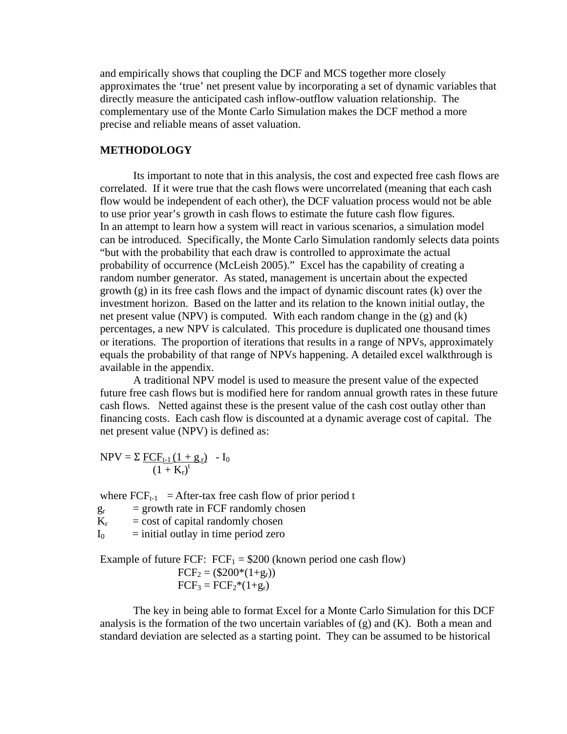and empirically shows that coupling the DCF and MCS together more closely approximates the 'true' net present value by incorporating a set of dynamic variables that directly measure the anticipated cash inflow-outflow valuation relationship. The complementary use of the Monte Carlo Simulation makes the DCF method a more precise and reliable means of asset valuation.

**METHODOLOGY**

Its important to note that in this analysis, the cost and expected free cash flows are correlated. If it were true that the cash flows were uncorrelated (meaning that each cash flow would be independent of each other), the DCF valuation process would not be able to use prior year's growth in cash flows to estimate the future cash flow figures. In an attempt to learn how a system will react in various scenarios, a simulation model can be introduced. Specifically, the Monte Carlo Simulation randomly selects data points "but with the probability that each draw is controlled to approximate the actual probability of occurrence (McLeish 2005)." Excel has the capability of creating a random number generator. As stated, management is uncertain about the expected growth (g) in its free cash flows and the impact of dynamic discount rates (k) over the investment horizon. Based on the latter and its relation to the known initial outlay, the net present value (NPV) is computed. With each random change in the (g) and (k) percentages, a new NPV is calculated. This procedure is duplicated one thousand times or iterations. The proportion of iterations that results in a range of NPVs, approximately equals the probability of that range of NPVs happening. A detailed excel walkthrough is available in the appendix.

A traditional NPV model is used to measure the present value of the expected future free cash flows but is modified here for random annual growth rates in these future cash flows. Netted against these is the present value of the cash cost outlay other than financing costs. Each cash flow is discounted at a dynamic average cost of capital. The net present value (NPV) is defined as:

$$NPV = \Sigma \frac{FCF_{t-1}(1 + g_r)}{(1 + K_r)^t} - I_0$$

where $FCF_{t-1}$ = After-tax free cash flow of prior period t
$g_r$ = growth rate in FCF randomly chosen
$K_r$ = cost of capital randomly chosen
$I_0$ = initial outlay in time period zero

Example of future FCF: $FCF_1 = \$200$ (known period one cash flow)
$FCF_2 = (\$200*(1+g_r))$
$FCF_3 = FCF_2*(1+g_r)$

The key in being able to format Excel for a Monte Carlo Simulation for this DCF analysis is the formation of the two uncertain variables of (g) and (K). Both a mean and standard deviation are selected as a starting point. They can be assumed to be historical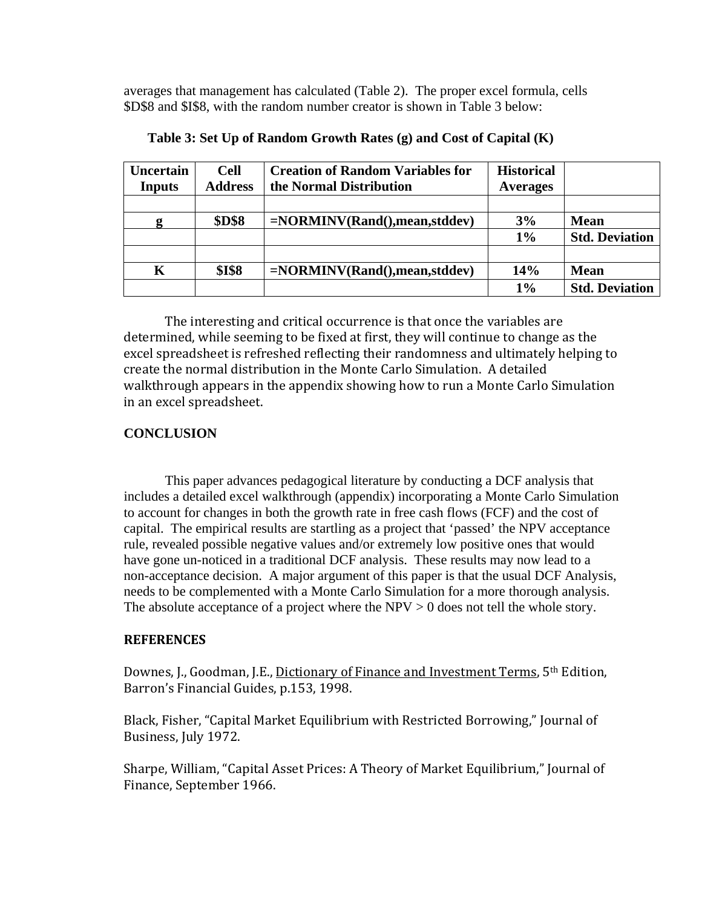averages that management has calculated (Table 2). The proper excel formula, cells $D$8 and $I$8, with the random number creator is shown in Table 3 below:

**Table 3: Set Up of Random Growth Rates (g) and Cost of Capital (K)**

| Uncertain Inputs | Cell Address | Creation of Random Variables for the Normal Distribution | Historical Averages | |
|---|---|---|---|---|
| | | | | |
| **g** | **$D$8** | **=NORMINV(Rand(),mean,stddev)** | **3%** | **Mean** |
| | | | **1%** | **Std. Deviation** |
| | | | | |
| **K** | **$I$8** | **=NORMINV(Rand(),mean,stddev)** | **14%** | **Mean** |
| | | | **1%** | **Std. Deviation** |

The interesting and critical occurrence is that once the variables are determined, while seeming to be fixed at first, they will continue to change as the excel spreadsheet is refreshed reflecting their randomness and ultimately helping to create the normal distribution in the Monte Carlo Simulation. A detailed walkthrough appears in the appendix showing how to run a Monte Carlo Simulation in an excel spreadsheet.

## CONCLUSION

This paper advances pedagogical literature by conducting a DCF analysis that includes a detailed excel walkthrough (appendix) incorporating a Monte Carlo Simulation to account for changes in both the growth rate in free cash flows (FCF) and the cost of capital. The empirical results are startling as a project that 'passed' the NPV acceptance rule, revealed possible negative values and/or extremely low positive ones that would have gone un-noticed in a traditional DCF analysis. These results may now lead to a non-acceptance decision. A major argument of this paper is that the usual DCF Analysis, needs to be complemented with a Monte Carlo Simulation for a more thorough analysis. The absolute acceptance of a project where the NPV > 0 does not tell the whole story.

## REFERENCES

Downes, J., Goodman, J.E., Dictionary of Finance and Investment Terms, 5th Edition, Barron's Financial Guides, p.153, 1998.

Black, Fisher, "Capital Market Equilibrium with Restricted Borrowing," Journal of Business, July 1972.

Sharpe, William, "Capital Asset Prices: A Theory of Market Equilibrium," Journal of Finance, September 1966.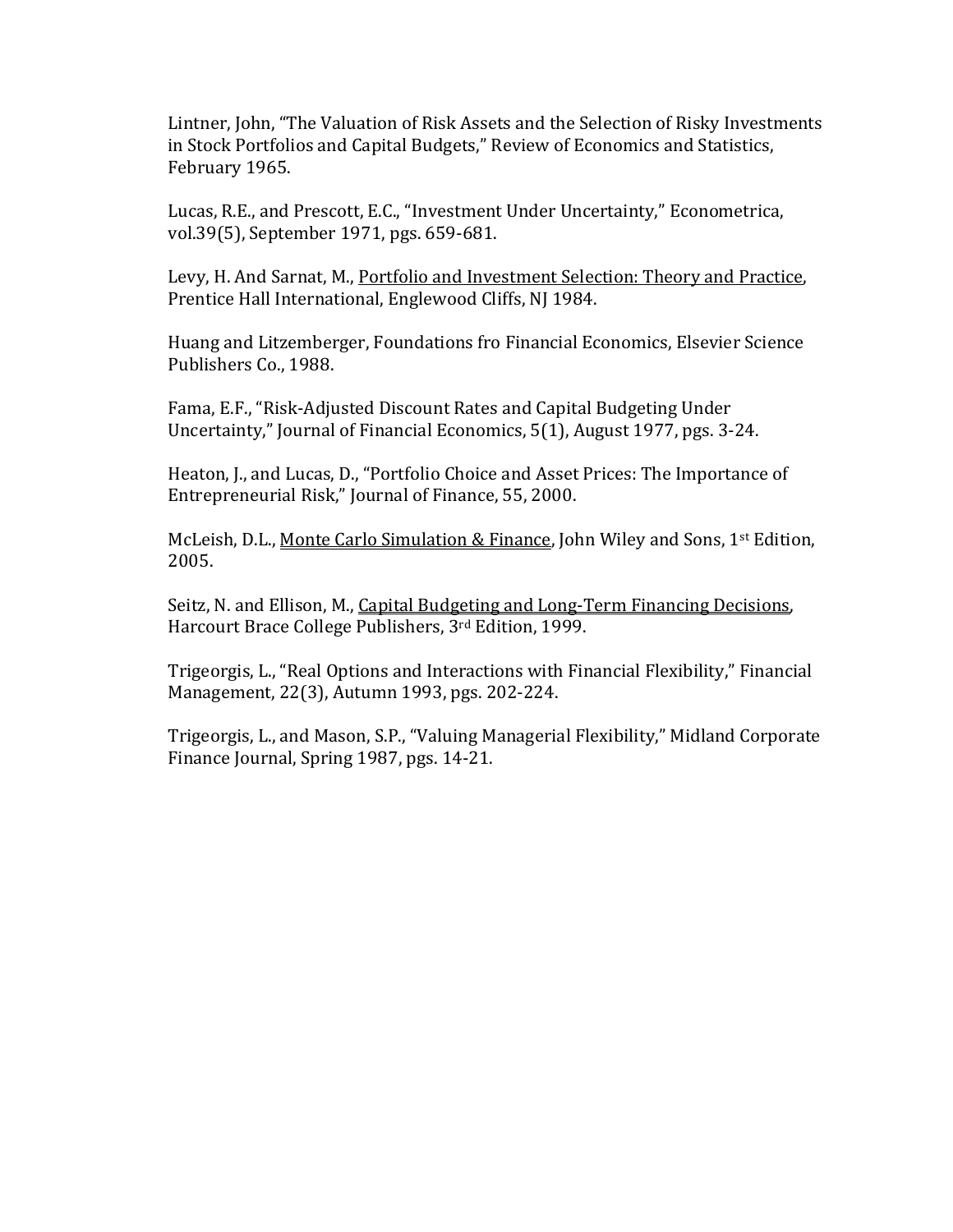Lintner, John, “The Valuation of Risk Assets and the Selection of Risky Investments in Stock Portfolios and Capital Budgets,” Review of Economics and Statistics, February 1965.

Lucas, R.E., and Prescott, E.C., “Investment Under Uncertainty,” Econometrica, vol.39(5), September 1971, pgs. 659-681.

Levy, H. And Sarnat, M., Portfolio and Investment Selection: Theory and Practice, Prentice Hall International, Englewood Cliffs, NJ 1984.

Huang and Litzemberger, Foundations fro Financial Economics, Elsevier Science Publishers Co., 1988.

Fama, E.F., “Risk-Adjusted Discount Rates and Capital Budgeting Under Uncertainty,” Journal of Financial Economics, 5(1), August 1977, pgs. 3-24.

Heaton, J., and Lucas, D., “Portfolio Choice and Asset Prices: The Importance of Entrepreneurial Risk,” Journal of Finance, 55, 2000.

McLeish, D.L., Monte Carlo Simulation & Finance, John Wiley and Sons, 1st Edition, 2005.

Seitz, N. and Ellison, M., Capital Budgeting and Long-Term Financing Decisions, Harcourt Brace College Publishers, 3rd Edition, 1999.

Trigeorgis, L., “Real Options and Interactions with Financial Flexibility,” Financial Management, 22(3), Autumn 1993, pgs. 202-224.

Trigeorgis, L., and Mason, S.P., “Valuing Managerial Flexibility,” Midland Corporate Finance Journal, Spring 1987, pgs. 14-21.